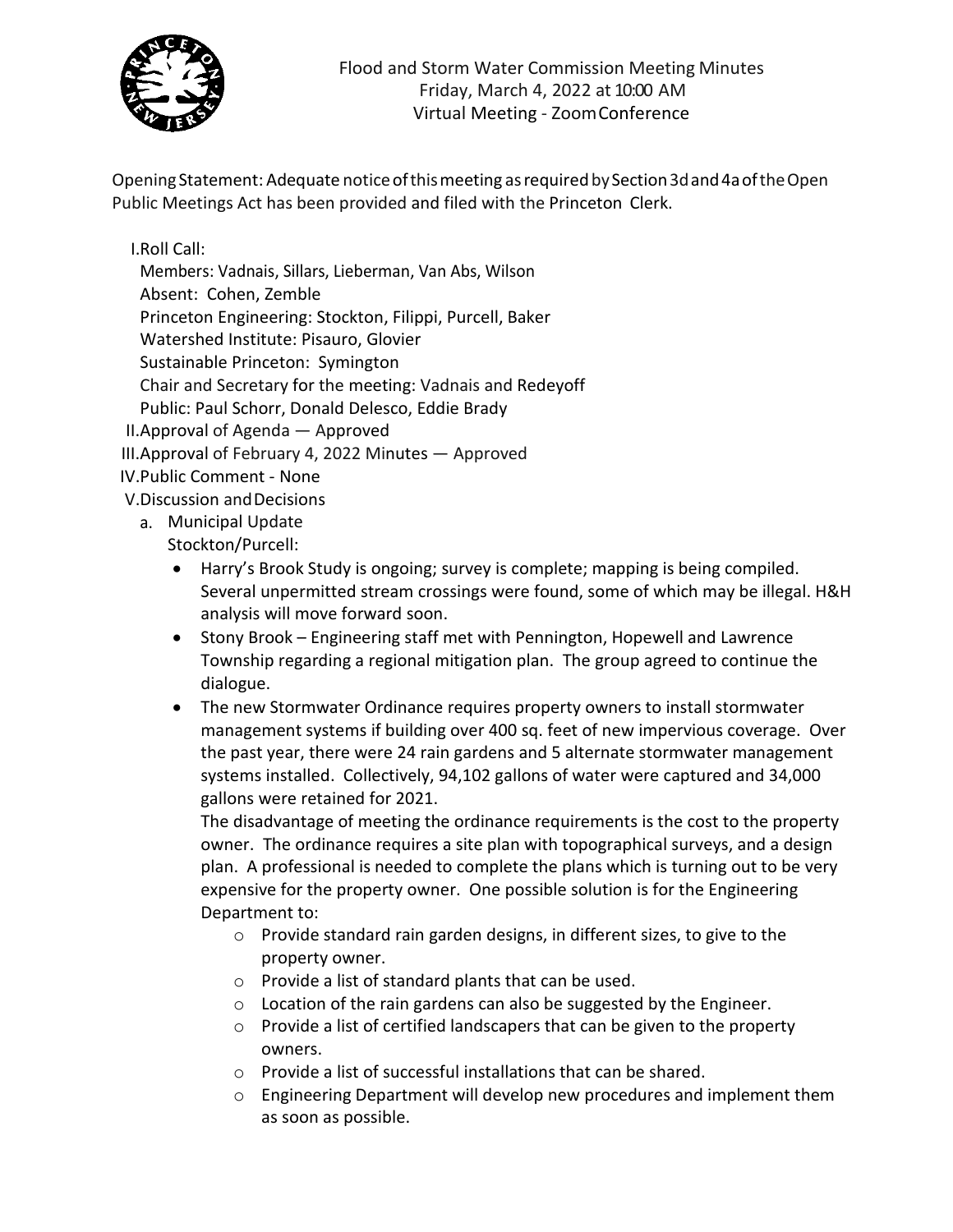# Flood and Storm Water Commission Meeting Minutes
Friday, March 4, 2022 at 10:00 AM
Virtual Meeting - Zoom Conference

Opening Statement: Adequate notice of this meeting as required by Section 3d and 4a of the Open Public Meetings Act has been provided and filed with the Princeton Clerk.

I. Roll Call:
   Members: Vadnais, Sillars, Lieberman, Van Abs, Wilson
   Absent: Cohen, Zemble
   Princeton Engineering: Stockton, Filippi, Purcell, Baker
   Watershed Institute: Pisauro, Glovier
   Sustainable Princeton: Symington
   Chair and Secretary for the meeting: Vadnais and Redeyoff
   Public: Paul Schorr, Donald Delesco, Eddie Brady

II. Approval of Agenda — Approved

III. Approval of February 4, 2022 Minutes — Approved

IV. Public Comment - None

V. Discussion and Decisions

   a. Municipal Update
      Stockton/Purcell:
      - Harry's Brook Study is ongoing; survey is complete; mapping is being compiled. Several unpermitted stream crossings were found, some of which may be illegal. H&H analysis will move forward soon.
      - Stony Brook – Engineering staff met with Pennington, Hopewell and Lawrence Township regarding a regional mitigation plan. The group agreed to continue the dialogue.
      - The new Stormwater Ordinance requires property owners to install stormwater management systems if building over 400 sq. feet of new impervious coverage. Over the past year, there were 24 rain gardens and 5 alternate stormwater management systems installed. Collectively, 94,102 gallons of water were captured and 34,000 gallons were retained for 2021.

        The disadvantage of meeting the ordinance requirements is the cost to the property owner. The ordinance requires a site plan with topographical surveys, and a design plan. A professional is needed to complete the plans which is turning out to be very expensive for the property owner. One possible solution is for the Engineering Department to:
        - Provide standard rain garden designs, in different sizes, to give to the property owner.
        - Provide a list of standard plants that can be used.
        - Location of the rain gardens can also be suggested by the Engineer.
        - Provide a list of certified landscapers that can be given to the property owners.
        - Provide a list of successful installations that can be shared.
        - Engineering Department will develop new procedures and implement them as soon as possible.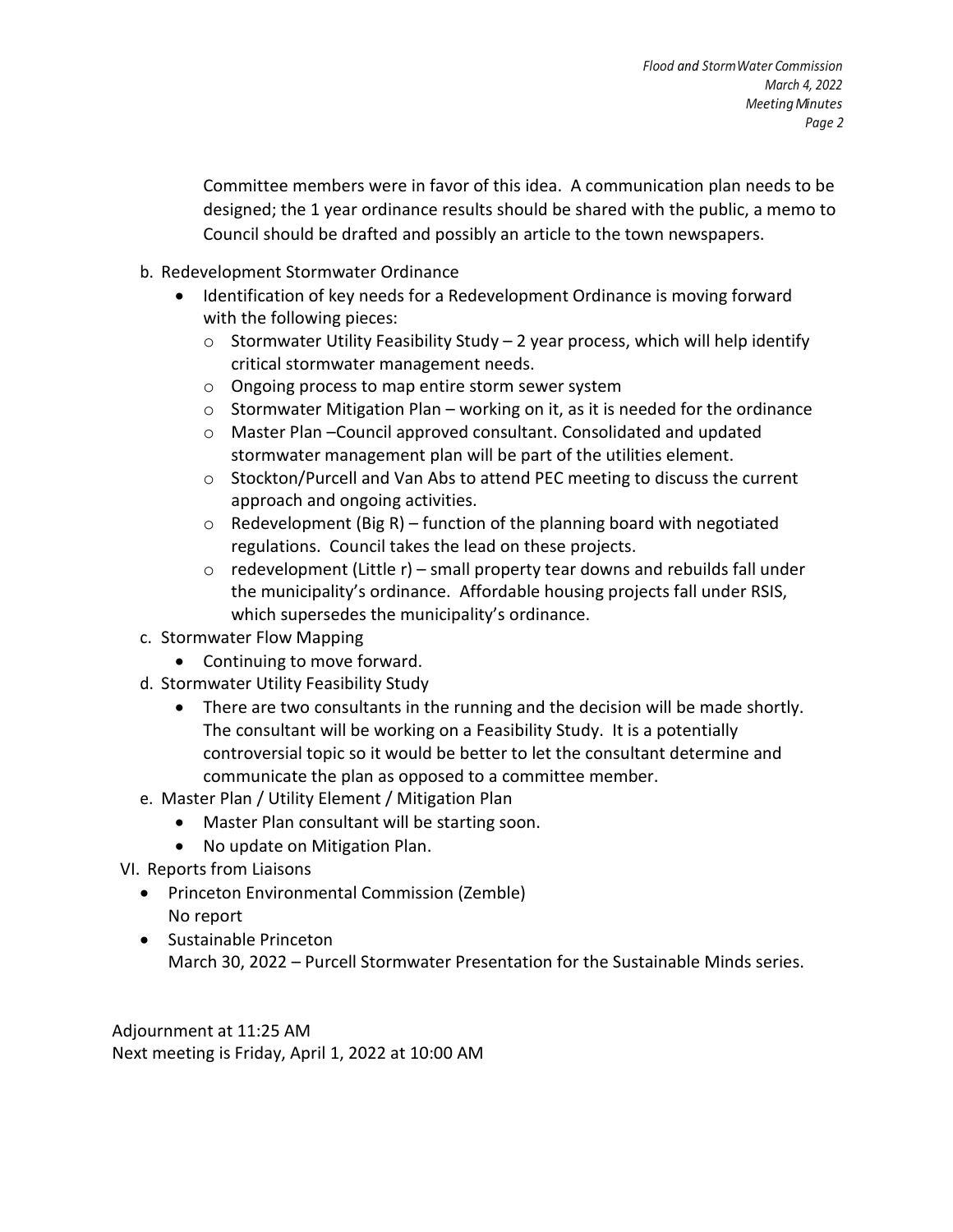Committee members were in favor of this idea. A communication plan needs to be designed; the 1 year ordinance results should be shared with the public, a memo to Council should be drafted and possibly an article to the town newspapers.

b. Redevelopment Stormwater Ordinance
   - Identification of key needs for a Redevelopment Ordinance is moving forward with the following pieces:
     - Stormwater Utility Feasibility Study – 2 year process, which will help identify critical stormwater management needs.
     - Ongoing process to map entire storm sewer system
     - Stormwater Mitigation Plan – working on it, as it is needed for the ordinance
     - Master Plan –Council approved consultant. Consolidated and updated stormwater management plan will be part of the utilities element.
     - Stockton/Purcell and Van Abs to attend PEC meeting to discuss the current approach and ongoing activities.
     - Redevelopment (Big R) – function of the planning board with negotiated regulations. Council takes the lead on these projects.
     - redevelopment (Little r) – small property tear downs and rebuilds fall under the municipality's ordinance. Affordable housing projects fall under RSIS, which supersedes the municipality's ordinance.

c. Stormwater Flow Mapping
   - Continuing to move forward.

d. Stormwater Utility Feasibility Study
   - There are two consultants in the running and the decision will be made shortly. The consultant will be working on a Feasibility Study. It is a potentially controversial topic so it would be better to let the consultant determine and communicate the plan as opposed to a committee member.

e. Master Plan / Utility Element / Mitigation Plan
   - Master Plan consultant will be starting soon.
   - No update on Mitigation Plan.

VI. Reports from Liaisons

- Princeton Environmental Commission (Zemble)
  No report
- Sustainable Princeton
  March 30, 2022 – Purcell Stormwater Presentation for the Sustainable Minds series.

Adjournment at 11:25 AM
Next meeting is Friday, April 1, 2022 at 10:00 AM